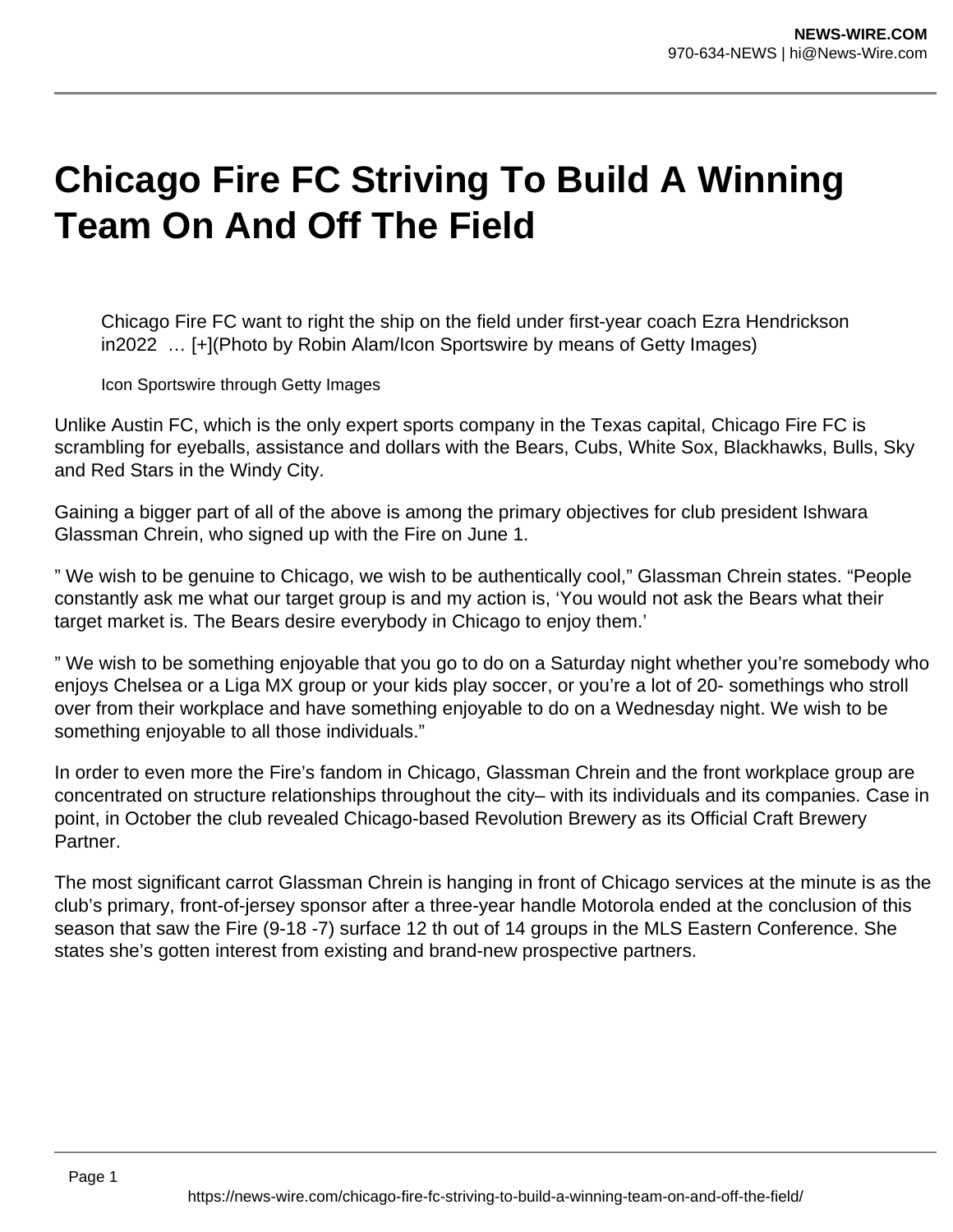# Chicago Fire FC Striving To Build A Winning Team On And Off The Field

> Chicago Fire FC want to right the ship on the field under first-year coach Ezra Hendrickson in2022 … [+](Photo by Robin Alam/Icon Sportswire by means of Getty Images)
>
> Icon Sportswire through Getty Images

Unlike Austin FC, which is the only expert sports company in the Texas capital, Chicago Fire FC is scrambling for eyeballs, assistance and dollars with the Bears, Cubs, White Sox, Blackhawks, Bulls, Sky and Red Stars in the Windy City.

Gaining a bigger part of all of the above is among the primary objectives for club president Ishwara Glassman Chrein, who signed up with the Fire on June 1.

” We wish to be genuine to Chicago, we wish to be authentically cool,” Glassman Chrein states. “People constantly ask me what our target group is and my action is, ‘You would not ask the Bears what their target market is. The Bears desire everybody in Chicago to enjoy them.’

” We wish to be something enjoyable that you go to do on a Saturday night whether you’re somebody who enjoys Chelsea or a Liga MX group or your kids play soccer, or you’re a lot of 20- somethings who stroll over from their workplace and have something enjoyable to do on a Wednesday night. We wish to be something enjoyable to all those individuals.”

In order to even more the Fire’s fandom in Chicago, Glassman Chrein and the front workplace group are concentrated on structure relationships throughout the city– with its individuals and its companies. Case in point, in October the club revealed Chicago-based Revolution Brewery as its Official Craft Brewery Partner.

The most significant carrot Glassman Chrein is hanging in front of Chicago services at the minute is as the club’s primary, front-of-jersey sponsor after a three-year handle Motorola ended at the conclusion of this season that saw the Fire (9-18 -7) surface 12 th out of 14 groups in the MLS Eastern Conference. She states she’s gotten interest from existing and brand-new prospective partners.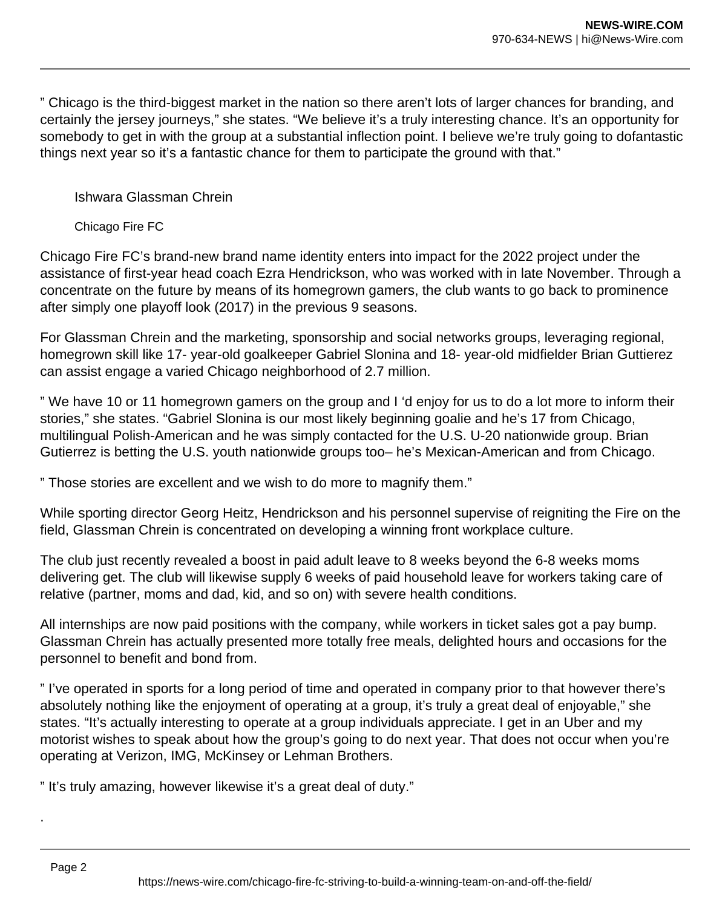” Chicago is the third-biggest market in the nation so there aren’t lots of larger chances for branding, and certainly the jersey journeys,” she states. “We believe it’s a truly interesting chance. It’s an opportunity for somebody to get in with the group at a substantial inflection point. I believe we’re truly going to dofantastic things next year so it’s a fantastic chance for them to participate the ground with that.”

Ishwara Glassman Chrein

Chicago Fire FC

Chicago Fire FC’s brand-new brand name identity enters into impact for the 2022 project under the assistance of first-year head coach Ezra Hendrickson, who was worked with in late November. Through a concentrate on the future by means of its homegrown gamers, the club wants to go back to prominence after simply one playoff look (2017) in the previous 9 seasons.

For Glassman Chrein and the marketing, sponsorship and social networks groups, leveraging regional, homegrown skill like 17- year-old goalkeeper Gabriel Slonina and 18- year-old midfielder Brian Guttierez can assist engage a varied Chicago neighborhood of 2.7 million.

” We have 10 or 11 homegrown gamers on the group and I ‘d enjoy for us to do a lot more to inform their stories,” she states. “Gabriel Slonina is our most likely beginning goalie and he’s 17 from Chicago, multilingual Polish-American and he was simply contacted for the U.S. U-20 nationwide group. Brian Gutierrez is betting the U.S. youth nationwide groups too– he’s Mexican-American and from Chicago.

” Those stories are excellent and we wish to do more to magnify them.”

While sporting director Georg Heitz, Hendrickson and his personnel supervise of reigniting the Fire on the field, Glassman Chrein is concentrated on developing a winning front workplace culture.

The club just recently revealed a boost in paid adult leave to 8 weeks beyond the 6-8 weeks moms delivering get. The club will likewise supply 6 weeks of paid household leave for workers taking care of relative (partner, moms and dad, kid, and so on) with severe health conditions.

All internships are now paid positions with the company, while workers in ticket sales got a pay bump. Glassman Chrein has actually presented more totally free meals, delighted hours and occasions for the personnel to benefit and bond from.

” I’ve operated in sports for a long period of time and operated in company prior to that however there’s absolutely nothing like the enjoyment of operating at a group, it’s truly a great deal of enjoyable,” she states. “It’s actually interesting to operate at a group individuals appreciate. I get in an Uber and my motorist wishes to speak about how the group’s going to do next year. That does not occur when you’re operating at Verizon, IMG, McKinsey or Lehman Brothers.

” It’s truly amazing, however likewise it’s a great deal of duty.”

.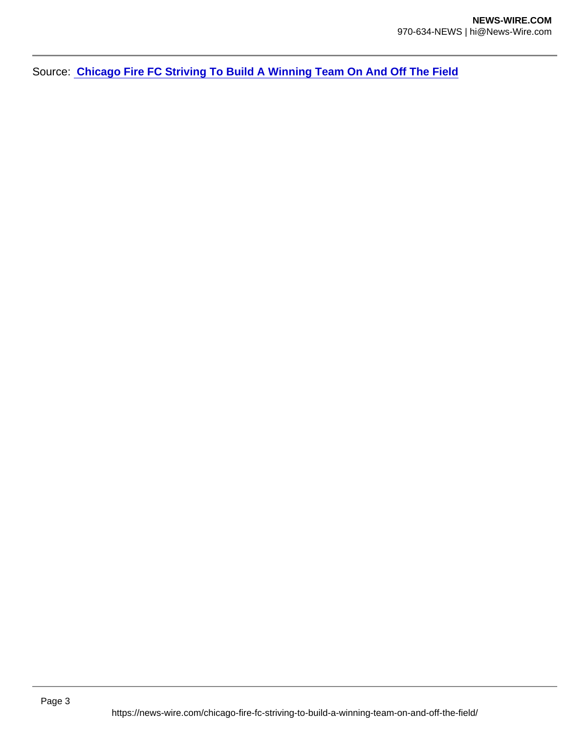Source: [Chicago Fire FC Striving To Build A Winning Team On And Off The Field](https://news-wire.com/chicago-fire-fc-striving-to-build-a-winning-team-on-and-off-the-field/)